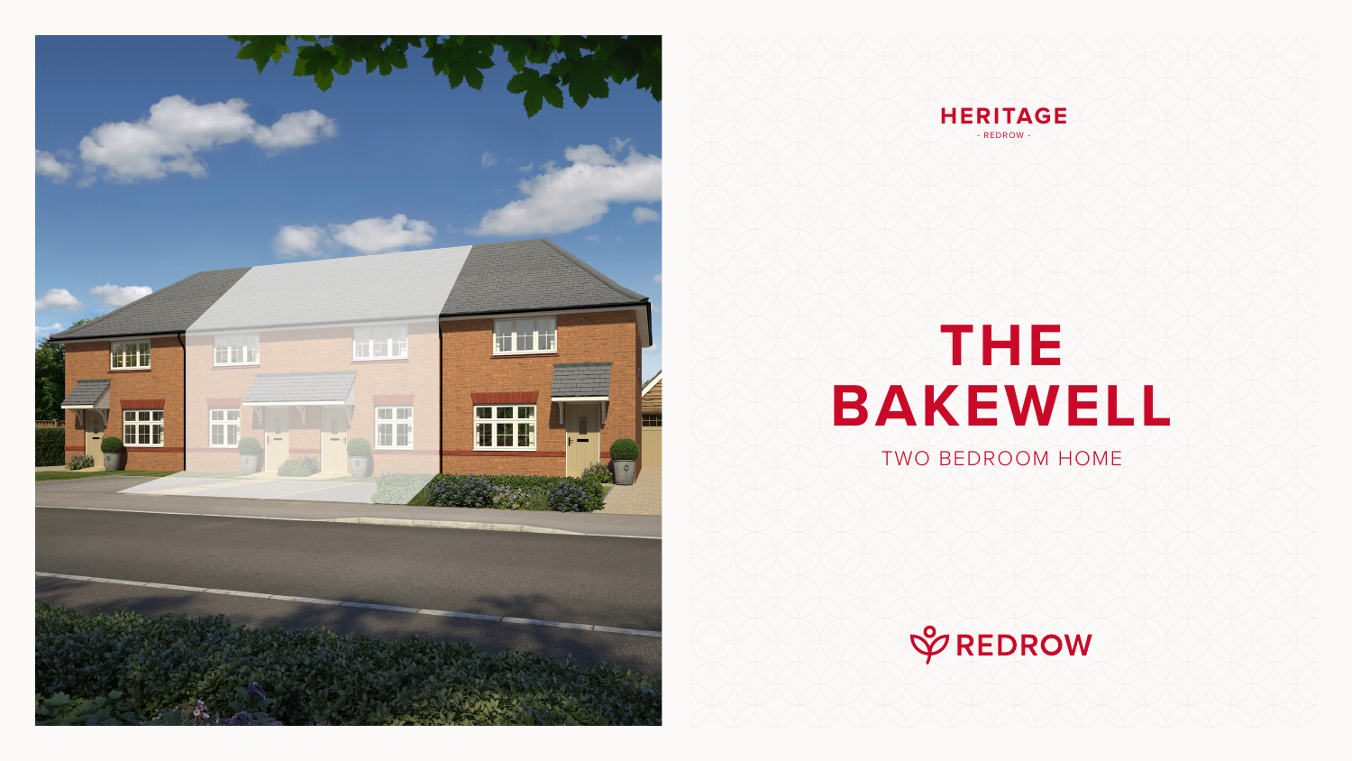HERITAGE

- REDROW -

# THE BAKEWELL

TWO BEDROOM HOME

REDROW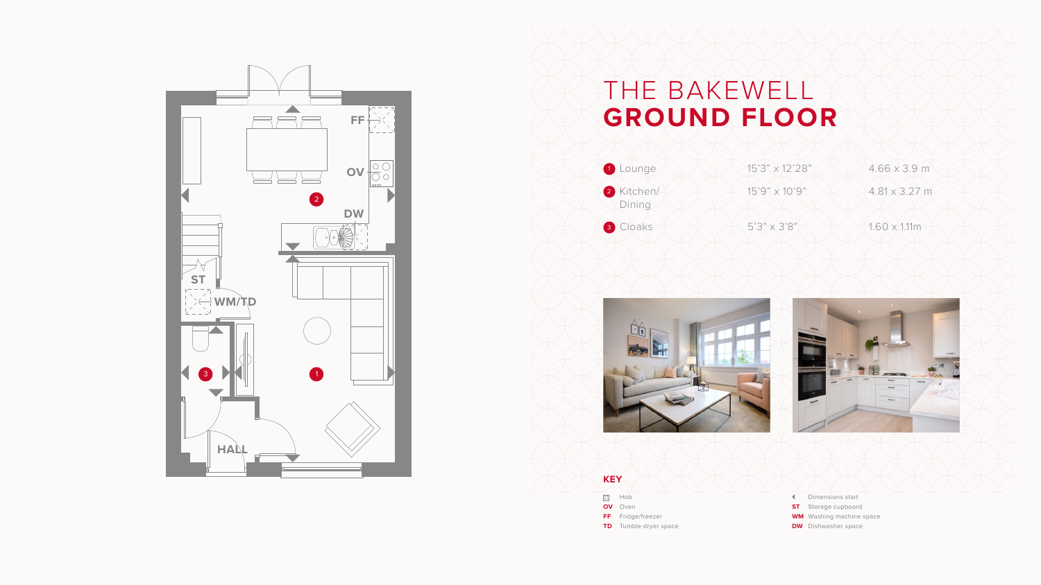# THE BAKEWELL
## GROUND FLOOR

| | | |
|---|---|---|
| 1 Lounge | 15'3" x 12'28" | 4.66 x 3.9 m |
| 2 Kitchen/ Dining | 15'9" x 10'9" | 4.81 x 3.27 m |
| 3 Cloaks | 5'3" x 3'8" | 1.60 x 1.11m |

### KEY

- Hob
- **OV** Oven
- **FF** Fridge/freezer
- **TD** Tumble dryer space
- Dimensions start
- **ST** Storage cupboard
- **WM** Washing machine space
- **DW** Dishwasher space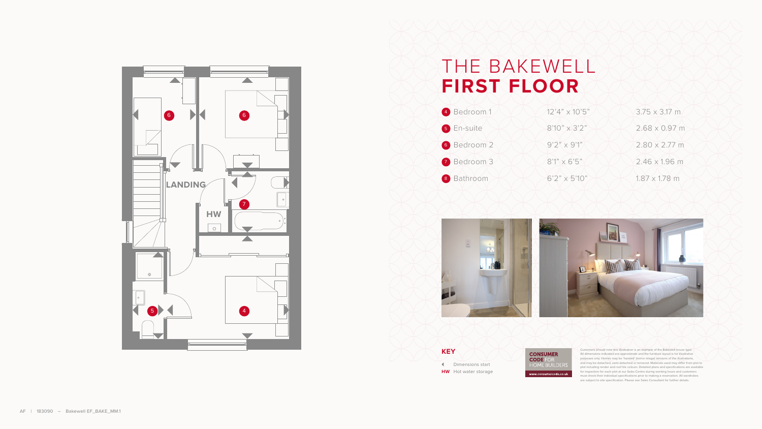# THE BAKEWELL
## FIRST FLOOR

| | | | |
|---|---|---|---|
| 4 | Bedroom 1 | 12'4" x 10'5" | 3.75 x 3.17 m |
| 5 | En-suite | 8'10" x 3'2" | 2.68 x 0.97 m |
| 6 | Bedroom 2 | 9'2" x 9'1" | 2.80 x 2.77 m |
| 7 | Bedroom 3 | 8'1" x 6'5" | 2.46 x 1.96 m |
| 8 | Bathroom | 6'2" x 5'10" | 1.87 x 1.78 m |

LANDING

HW

### KEY

◀ Dimensions start

**HW** Hot water storage

CONSUMER CODE FOR HOME BUILDERS

www.consumercode.co.uk

Customers should note this illustration is an example of the Bakewell house type. All dimensions indicated are approximate and the furniture layout is for illustrative purposes only. Homes may be 'handed' (mirror image) versions of the illustrations, and may be detached, semi-detached or terraced. Materials used may differ from plot to plot including render and roof tile colours. Detailed plans and specifications are available for inspection for each plot at our Sales Centre during working hours and customers must check their individual specifications prior to making a reservation. All wardrobes are subject to site specification. Please see Sales Consultant for further details.

AF | 183090 – Bakewell EF_BAKE_MM.1